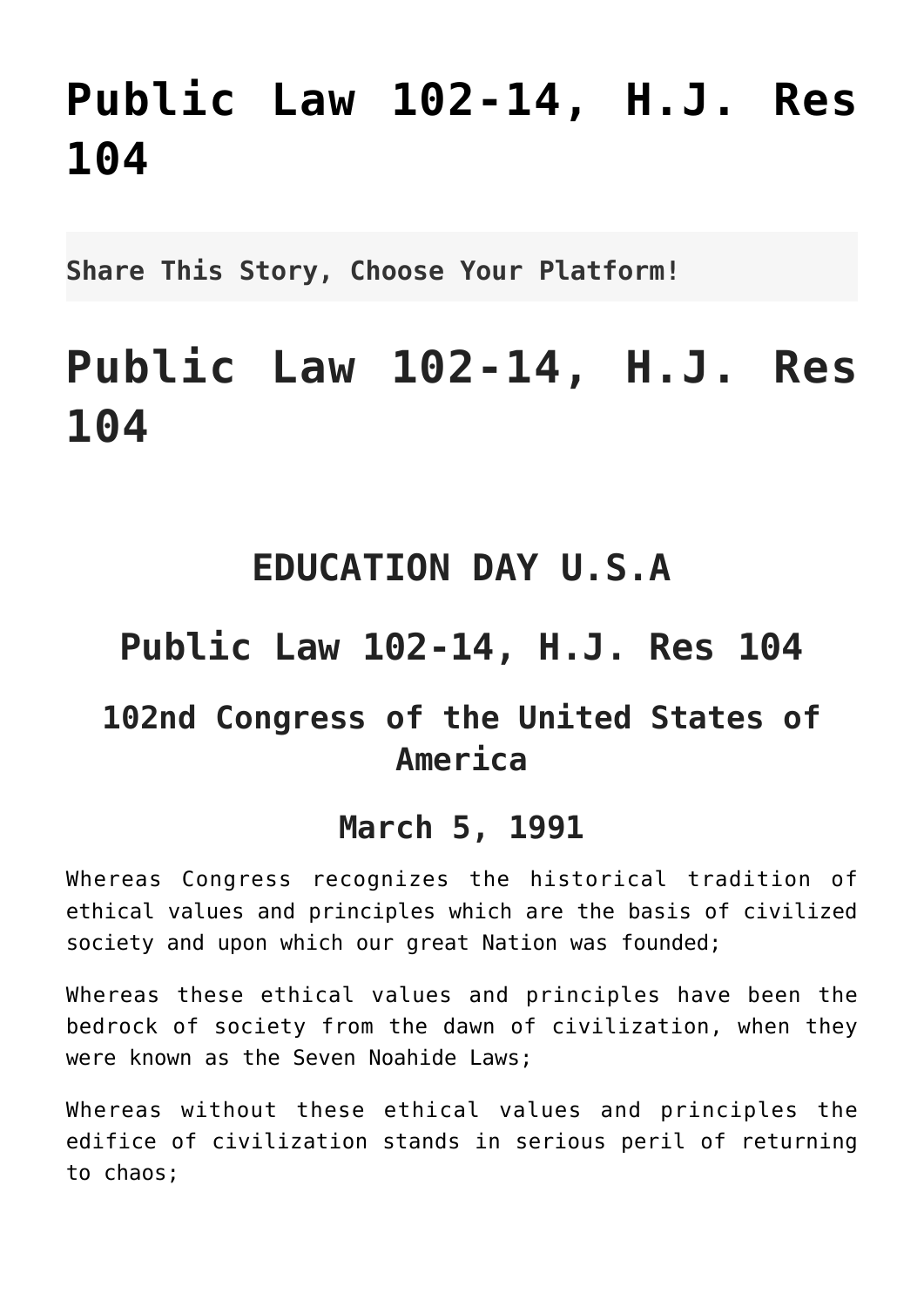# Public Law 102-14, H.J. Res 104

**Share This Story, Choose Your Platform!**

# Public Law 102-14, H.J. Res 104

## EDUCATION DAY U.S.A

## Public Law 102-14, H.J. Res 104

### 102nd Congress of the United States of America

### March 5, 1991

Whereas Congress recognizes the historical tradition of ethical values and principles which are the basis of civilized society and upon which our great Nation was founded;

Whereas these ethical values and principles have been the bedrock of society from the dawn of civilization, when they were known as the Seven Noahide Laws;

Whereas without these ethical values and principles the edifice of civilization stands in serious peril of returning to chaos;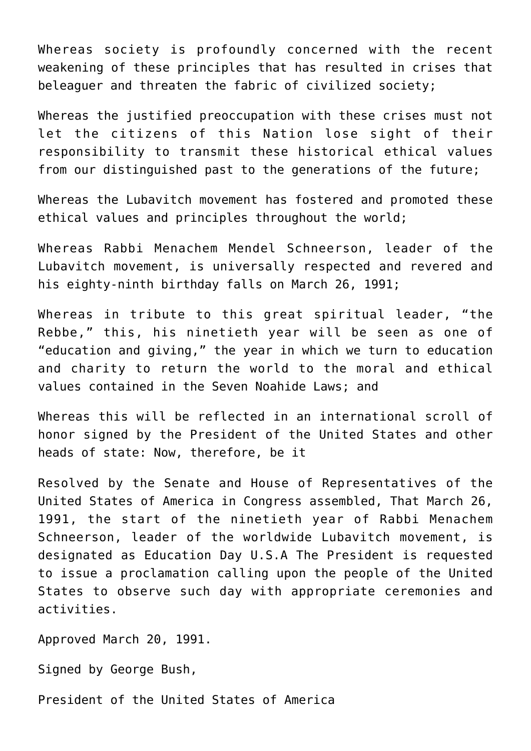Whereas society is profoundly concerned with the recent weakening of these principles that has resulted in crises that beleaguer and threaten the fabric of civilized society;

Whereas the justified preoccupation with these crises must not let the citizens of this Nation lose sight of their responsibility to transmit these historical ethical values from our distinguished past to the generations of the future;

Whereas the Lubavitch movement has fostered and promoted these ethical values and principles throughout the world;

Whereas Rabbi Menachem Mendel Schneerson, leader of the Lubavitch movement, is universally respected and revered and his eighty-ninth birthday falls on March 26, 1991;

Whereas in tribute to this great spiritual leader, “the Rebbe,” this, his ninetieth year will be seen as one of “education and giving,” the year in which we turn to education and charity to return the world to the moral and ethical values contained in the Seven Noahide Laws; and

Whereas this will be reflected in an international scroll of honor signed by the President of the United States and other heads of state: Now, therefore, be it

Resolved by the Senate and House of Representatives of the United States of America in Congress assembled, That March 26, 1991, the start of the ninetieth year of Rabbi Menachem Schneerson, leader of the worldwide Lubavitch movement, is designated as Education Day U.S.A The President is requested to issue a proclamation calling upon the people of the United States to observe such day with appropriate ceremonies and activities.

Approved March 20, 1991.

Signed by George Bush,

President of the United States of America